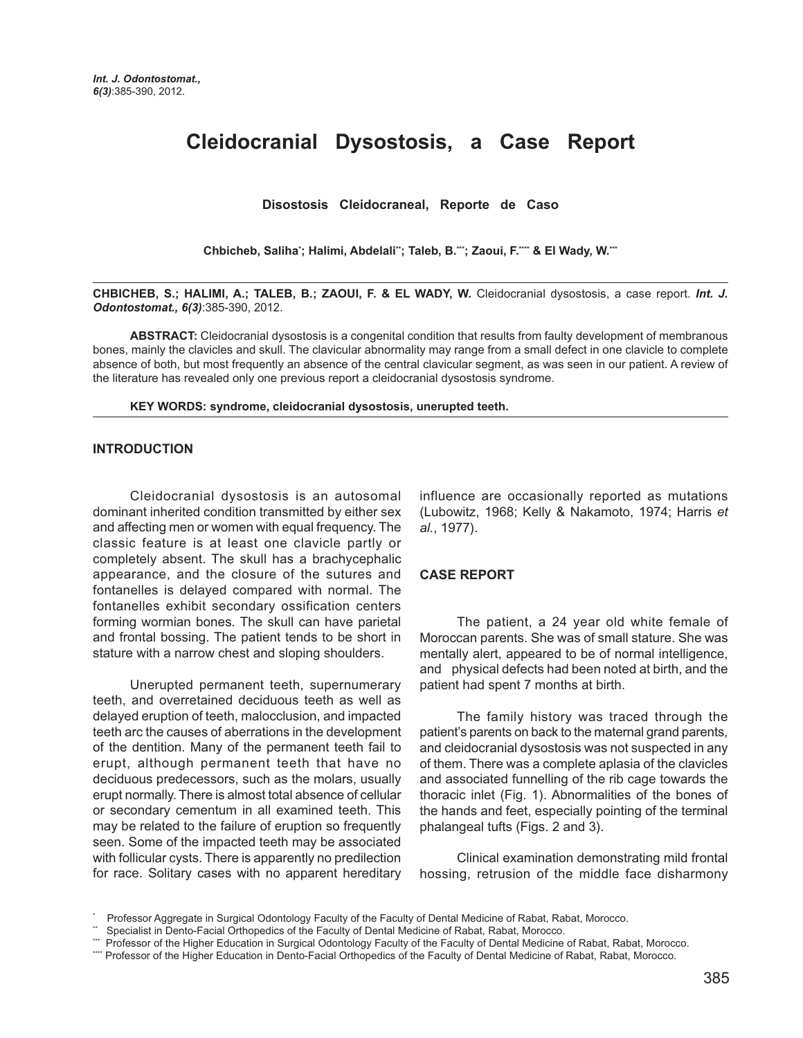# Cleidocranial Dysostosis, a Case Report

**Disostosis Cleidocraneal, Reporte de Caso**

**Chbicheb, Saliha[*]; Halimi, Abdelali[**]; Taleb, B.[***]; Zaoui, F.[****] & El Wady, W.[***]**

**CHBICHEB, S.; HALIMI, A.; TALEB, B.; ZAOUI, F. & EL WADY, W.** Cleidocranial dysostosis, a case report. ***Int. J. Odontostomat., 6(3)***:385-390, 2012.

**ABSTRACT:** Cleidocranial dysostosis is a congenital condition that results from faulty development of membranous bones, mainly the clavicles and skull. The clavicular abnormality may range from a small defect in one clavicle to complete absence of both, but most frequently an absence of the central clavicular segment, as was seen in our patient. A review of the literature has revealed only one previous report a cleidocranial dysostosis syndrome.

**KEY WORDS: syndrome, cleidocranial dysostosis, unerupted teeth.**

## INTRODUCTION

Cleidocranial dysostosis is an autosomal dominant inherited condition transmitted by either sex and affecting men or women with equal frequency. The classic feature is at least one clavicle partly or completely absent. The skull has a brachycephalic appearance, and the closure of the sutures and fontanelles is delayed compared with normal. The fontanelles exhibit secondary ossification centers forming wormian bones. The skull can have parietal and frontal bossing. The patient tends to be short in stature with a narrow chest and sloping shoulders.

Unerupted permanent teeth, supernumerary teeth, and overretained deciduous teeth as well as delayed eruption of teeth, malocclusion, and impacted teeth arc the causes of aberrations in the development of the dentition. Many of the permanent teeth fail to erupt, although permanent teeth that have no deciduous predecessors, such as the molars, usually erupt normally. There is almost total absence of cellular or secondary cementum in all examined teeth. This may be related to the failure of eruption so frequently seen. Some of the impacted teeth may be associated with follicular cysts. There is apparently no predilection for race. Solitary cases with no apparent hereditary influence are occasionally reported as mutations (Lubowitz, 1968; Kelly & Nakamoto, 1974; Harris *et al.*, 1977).

## CASE REPORT

The patient, a 24 year old white female of Moroccan parents. She was of small stature. She was mentally alert, appeared to be of normal intelligence, and physical defects had been noted at birth, and the patient had spent 7 months at birth.

The family history was traced through the patient's parents on back to the maternal grand parents, and cleidocranial dysostosis was not suspected in any of them. There was a complete aplasia of the clavicles and associated funnelling of the rib cage towards the thoracic inlet (Fig. 1). Abnormalities of the bones of the hands and feet, especially pointing of the terminal phalangeal tufts (Figs. 2 and 3).

Clinical examination demonstrating mild frontal hossing, retrusion of the middle face disharmony

---

[*] Professor Aggregate in Surgical Odontology Faculty of the Faculty of Dental Medicine of Rabat, Rabat, Morocco.
[**] Specialist in Dento-Facial Orthopedics of the Faculty of Dental Medicine of Rabat, Rabat, Morocco.
[***] Professor of the Higher Education in Surgical Odontology Faculty of the Faculty of Dental Medicine of Rabat, Rabat, Morocco.
[****] Professor of the Higher Education in Dento-Facial Orthopedics of the Faculty of Dental Medicine of Rabat, Rabat, Morocco.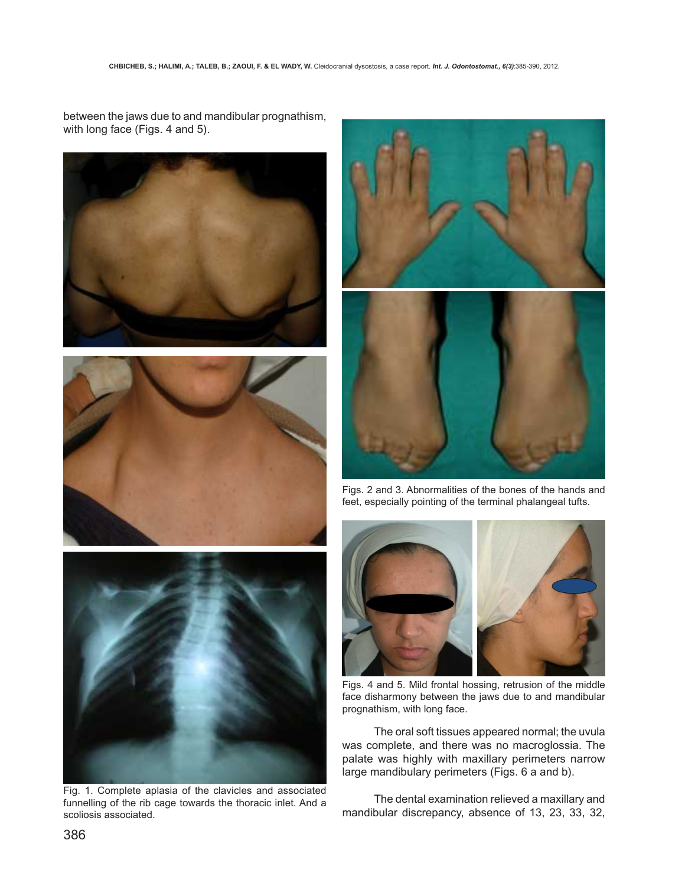between the jaws due to and mandibular prognathism, with long face (Figs. 4 and 5).

Fig. 1. Complete aplasia of the clavicles and associated funnelling of the rib cage towards the thoracic inlet. And a scoliosis associated.

Figs. 2 and 3. Abnormalities of the bones of the hands and feet, especially pointing of the terminal phalangeal tufts.

Figs. 4 and 5. Mild frontal hossing, retrusion of the middle face disharmony between the jaws due to and mandibular prognathism, with long face.

The oral soft tissues appeared normal; the uvula was complete, and there was no macroglossia. The palate was highly with maxillary perimeters narrow large mandibulary perimeters (Figs. 6 a and b).

The dental examination relieved a maxillary and mandibular discrepancy, absence of 13, 23, 33, 32,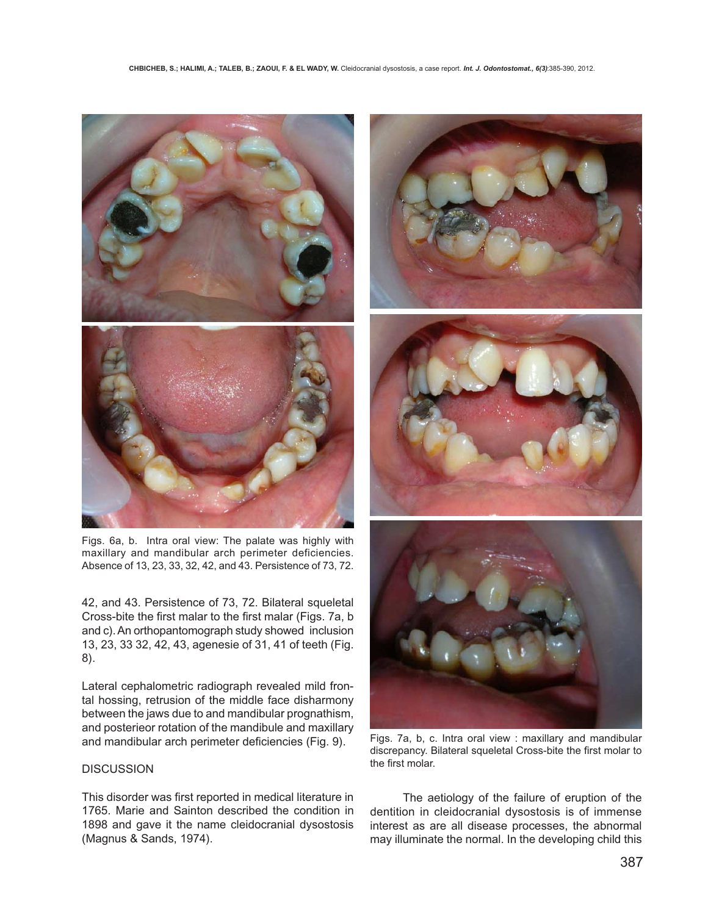Figs. 6a, b. Intra oral view: The palate was highly with maxillary and mandibular arch perimeter deficiencies. Absence of 13, 23, 33, 32, 42, and 43. Persistence of 73, 72.

42, and 43. Persistence of 73, 72. Bilateral squeletal Cross-bite the first malar to the first malar (Figs. 7a, b and c). An orthopantomograph study showed inclusion 13, 23, 33 32, 42, 43, agenesie of 31, 41 of teeth (Fig. 8).

Lateral cephalometric radiograph revealed mild frontal hossing, retrusion of the middle face disharmony between the jaws due to and mandibular prognathism, and posterieor rotation of the mandibule and maxillary and mandibular arch perimeter deficiencies (Fig. 9).

Figs. 7a, b, c. Intra oral view : maxillary and mandibular discrepancy. Bilateral squeletal Cross-bite the first molar to the first molar.

## DISCUSSION

This disorder was first reported in medical literature in 1765. Marie and Sainton described the condition in 1898 and gave it the name cleidocranial dysostosis (Magnus & Sands, 1974).

The aetiology of the failure of eruption of the dentition in cleidocranial dysostosis is of immense interest as are all disease processes, the abnormal may illuminate the normal. In the developing child this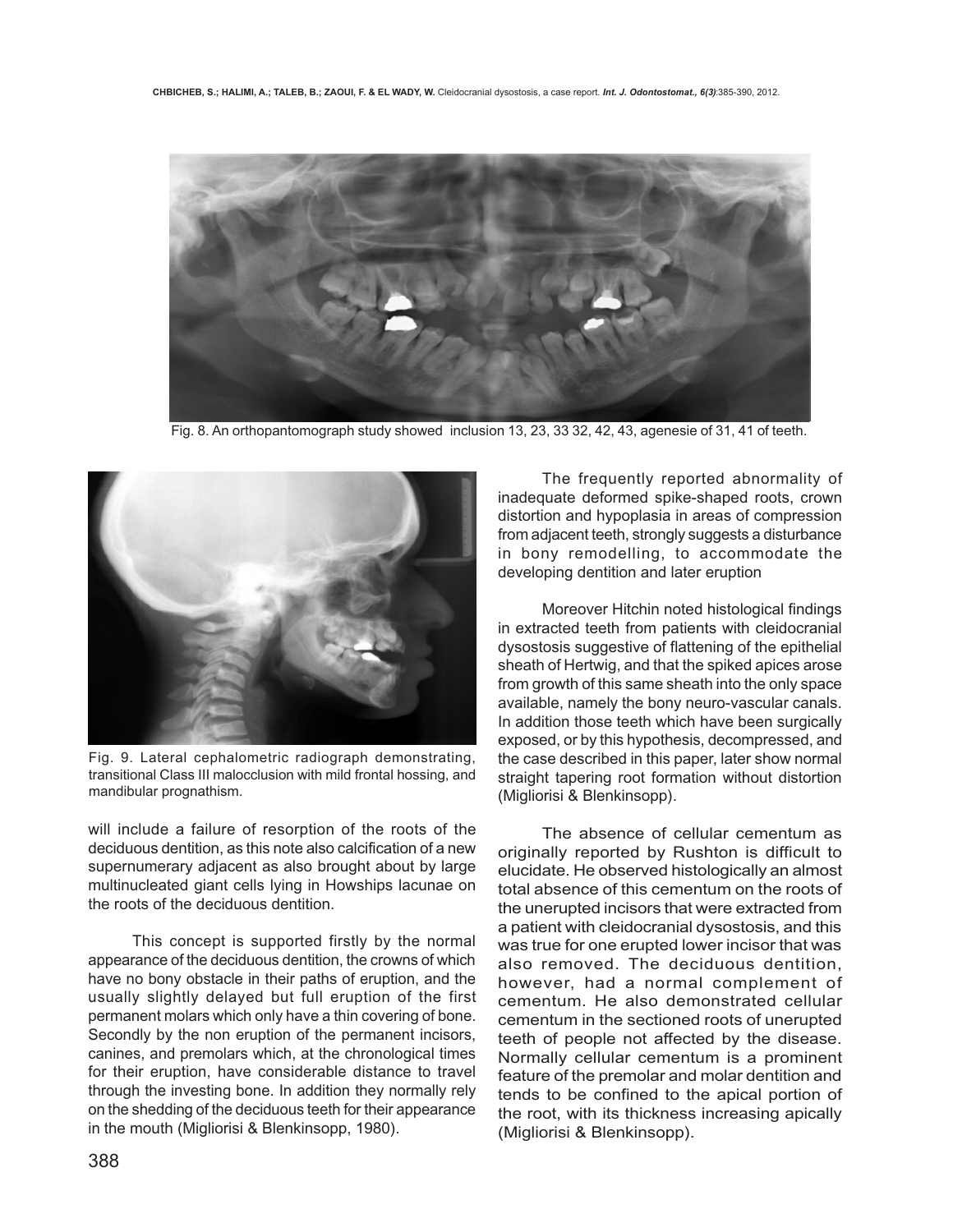Fig. 8. An orthopantomograph study showed inclusion 13, 23, 33 32, 42, 43, agenesie of 31, 41 of teeth.

Fig. 9. Lateral cephalometric radiograph demonstrating, transitional Class III malocclusion with mild frontal hossing, and mandibular prognathism.

will include a failure of resorption of the roots of the deciduous dentition, as this note also calcification of a new supernumerary adjacent as also brought about by large multinucleated giant cells lying in Howships lacunae on the roots of the deciduous dentition.

This concept is supported firstly by the normal appearance of the deciduous dentition, the crowns of which have no bony obstacle in their paths of eruption, and the usually slightly delayed but full eruption of the first permanent molars which only have a thin covering of bone. Secondly by the non eruption of the permanent incisors, canines, and premolars which, at the chronological times for their eruption, have considerable distance to travel through the investing bone. In addition they normally rely on the shedding of the deciduous teeth for their appearance in the mouth (Migliorisi & Blenkinsopp, 1980).

The frequently reported abnormality of inadequate deformed spike-shaped roots, crown distortion and hypoplasia in areas of compression from adjacent teeth, strongly suggests a disturbance in bony remodelling, to accommodate the developing dentition and later eruption

Moreover Hitchin noted histological findings in extracted teeth from patients with cleidocranial dysostosis suggestive of flattening of the epithelial sheath of Hertwig, and that the spiked apices arose from growth of this same sheath into the only space available, namely the bony neuro-vascular canals. In addition those teeth which have been surgically exposed, or by this hypothesis, decompressed, and the case described in this paper, later show normal straight tapering root formation without distortion (Migliorisi & Blenkinsopp).

The absence of cellular cementum as originally reported by Rushton is difficult to elucidate. He observed histologically an almost total absence of this cementum on the roots of the unerupted incisors that were extracted from a patient with cleidocranial dysostosis, and this was true for one erupted lower incisor that was also removed. The deciduous dentition, however, had a normal complement of cementum. He also demonstrated cellular cementum in the sectioned roots of unerupted teeth of people not affected by the disease. Normally cellular cementum is a prominent feature of the premolar and molar dentition and tends to be confined to the apical portion of the root, with its thickness increasing apically (Migliorisi & Blenkinsopp).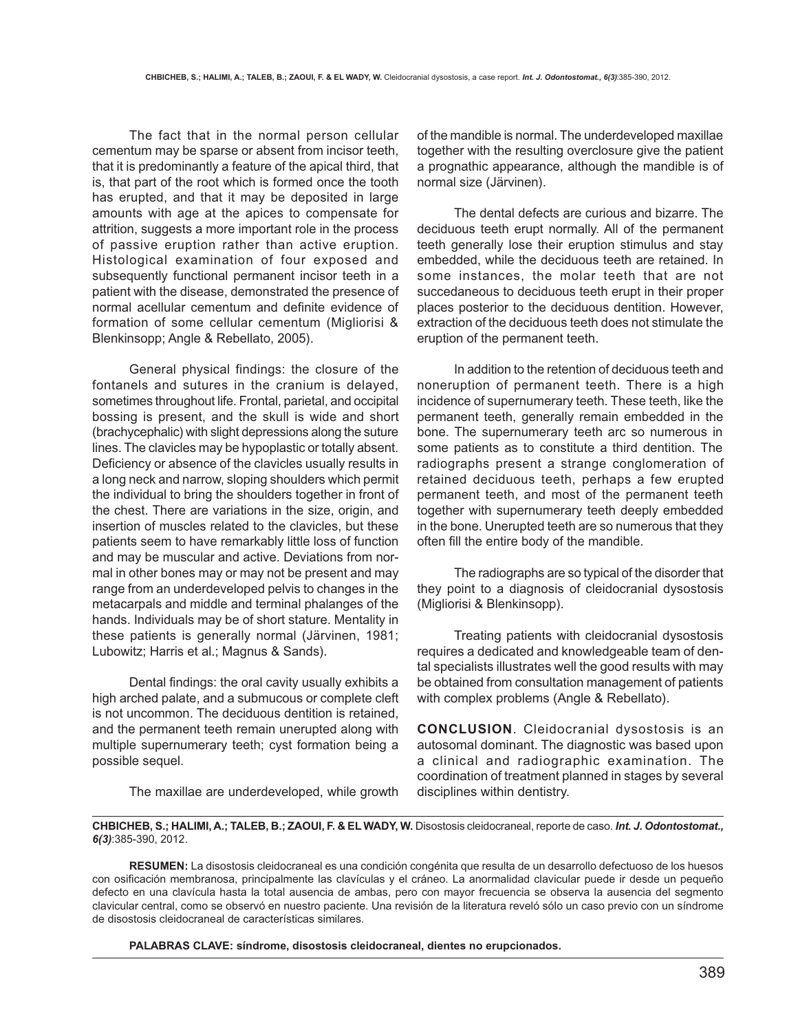The fact that in the normal person cellular cementum may be sparse or absent from incisor teeth, that it is predominantly a feature of the apical third, that is, that part of the root which is formed once the tooth has erupted, and that it may be deposited in large amounts with age at the apices to compensate for attrition, suggests a more important role in the process of passive eruption rather than active eruption. Histological examination of four exposed and subsequently functional permanent incisor teeth in a patient with the disease, demonstrated the presence of normal acellular cementum and definite evidence of formation of some cellular cementum (Migliorisi & Blenkinsopp; Angle & Rebellato, 2005).

General physical findings: the closure of the fontanels and sutures in the cranium is delayed, sometimes throughout life. Frontal, parietal, and occipital bossing is present, and the skull is wide and short (brachycephalic) with slight depressions along the suture lines. The clavicles may be hypoplastic or totally absent. Deficiency or absence of the clavicles usually results in a long neck and narrow, sloping shoulders which permit the individual to bring the shoulders together in front of the chest. There are variations in the size, origin, and insertion of muscles related to the clavicles, but these patients seem to have remarkably little loss of function and may be muscular and active. Deviations from normal in other bones may or may not be present and may range from an underdeveloped pelvis to changes in the metacarpals and middle and terminal phalanges of the hands. Individuals may be of short stature. Mentality in these patients is generally normal (Järvinen, 1981; Lubowitz; Harris et al.; Magnus & Sands).

Dental findings: the oral cavity usually exhibits a high arched palate, and a submucous or complete cleft is not uncommon. The deciduous dentition is retained, and the permanent teeth remain unerupted along with multiple supernumerary teeth; cyst formation being a possible sequel.

The maxillae are underdeveloped, while growth of the mandible is normal. The underdeveloped maxillae together with the resulting overclosure give the patient a prognathic appearance, although the mandible is of normal size (Järvinen).

The dental defects are curious and bizarre. The deciduous teeth erupt normally. All of the permanent teeth generally lose their eruption stimulus and stay embedded, while the deciduous teeth are retained. In some instances, the molar teeth that are not succedaneous to deciduous teeth erupt in their proper places posterior to the deciduous dentition. However, extraction of the deciduous teeth does not stimulate the eruption of the permanent teeth.

In addition to the retention of deciduous teeth and noneruption of permanent teeth. There is a high incidence of supernumerary teeth. These teeth, like the permanent teeth, generally remain embedded in the bone. The supernumerary teeth arc so numerous in some patients as to constitute a third dentition. The radiographs present a strange conglomeration of retained deciduous teeth, perhaps a few erupted permanent teeth, and most of the permanent teeth together with supernumerary teeth deeply embedded in the bone. Unerupted teeth are so numerous that they often fill the entire body of the mandible.

The radiographs are so typical of the disorder that they point to a diagnosis of cleidocranial dysostosis (Migliorisi & Blenkinsopp).

Treating patients with cleidocranial dysostosis requires a dedicated and knowledgeable team of dental specialists illustrates well the good results with may be obtained from consultation management of patients with complex problems (Angle & Rebellato).

**CONCLUSION**. Cleidocranial dysostosis is an autosomal dominant. The diagnostic was based upon a clinical and radiographic examination. The coordination of treatment planned in stages by several disciplines within dentistry.

---

**CHBICHEB, S.; HALIMI, A.; TALEB, B.; ZAOUI, F. & EL WADY, W.** Disostosis cleidocraneal, reporte de caso. ***Int. J. Odontostomat., 6(3)***:385-390, 2012.

**RESUMEN:** La disostosis cleidocraneal es una condición congénita que resulta de un desarrollo defectuoso de los huesos con osificación membranosa, principalmente las clavículas y el cráneo. La anormalidad clavicular puede ir desde un pequeño defecto en una clavícula hasta la total ausencia de ambas, pero con mayor frecuencia se observa la ausencia del segmento clavicular central, como se observó en nuestro paciente. Una revisión de la literatura reveló sólo un caso previo con un síndrome de disostosis cleidocraneal de características similares.

**PALABRAS CLAVE: síndrome, disostosis cleidocraneal, dientes no erupcionados.**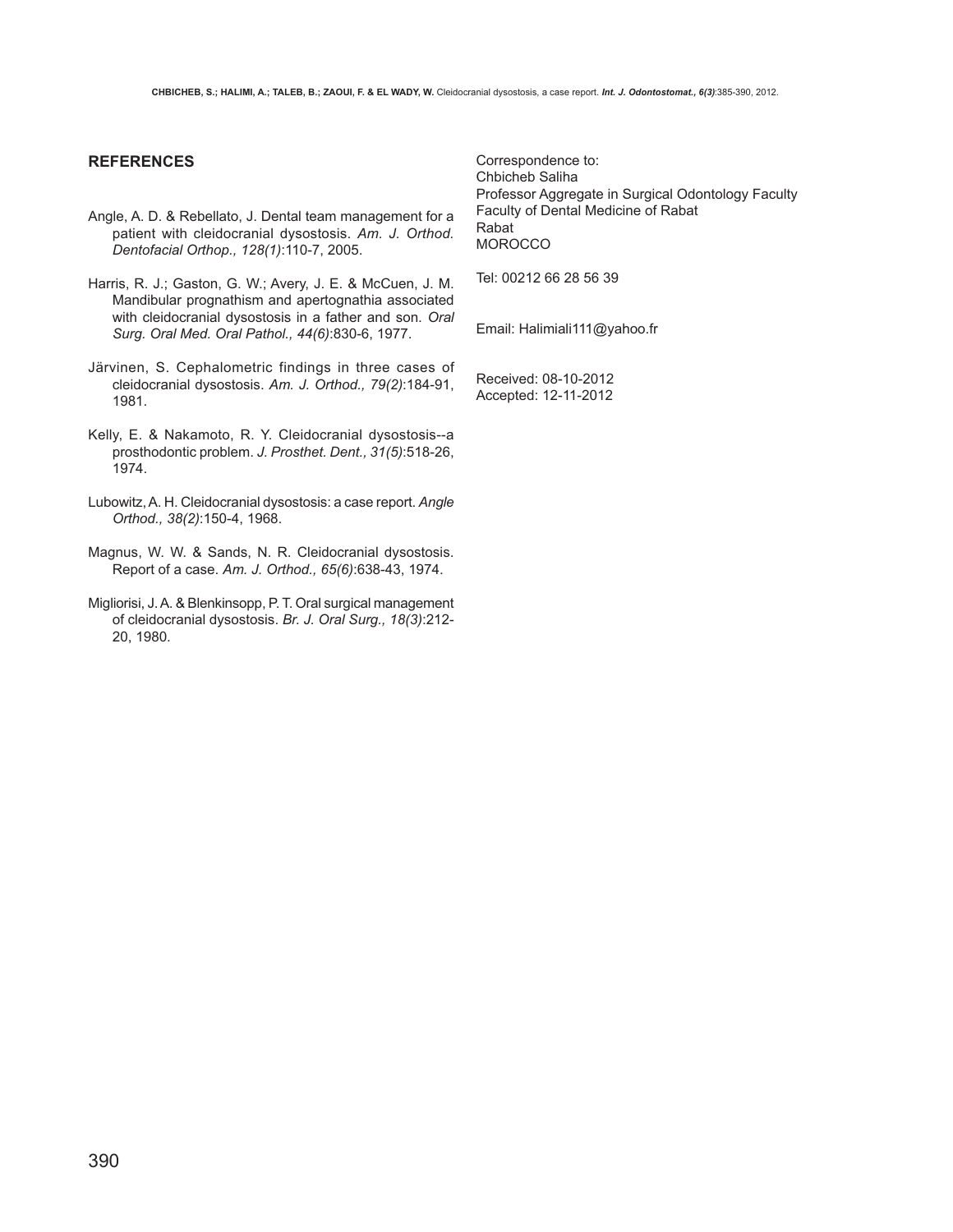## REFERENCES

Angle, A. D. & Rebellato, J. Dental team management for a patient with cleidocranial dysostosis. *Am. J. Orthod. Dentofacial Orthop., 128(1)*:110-7, 2005.

Harris, R. J.; Gaston, G. W.; Avery, J. E. & McCuen, J. M. Mandibular prognathism and apertognathia associated with cleidocranial dysostosis in a father and son. *Oral Surg. Oral Med. Oral Pathol., 44(6)*:830-6, 1977.

Järvinen, S. Cephalometric findings in three cases of cleidocranial dysostosis. *Am. J. Orthod., 79(2)*:184-91, 1981.

Kelly, E. & Nakamoto, R. Y. Cleidocranial dysostosis--a prosthodontic problem. *J. Prosthet. Dent., 31(5)*:518-26, 1974.

Lubowitz, A. H. Cleidocranial dysostosis: a case report. *Angle Orthod., 38(2)*:150-4, 1968.

Magnus, W. W. & Sands, N. R. Cleidocranial dysostosis. Report of a case. *Am. J. Orthod., 65(6)*:638-43, 1974.

Migliorisi, J. A. & Blenkinsopp, P. T. Oral surgical management of cleidocranial dysostosis. *Br. J. Oral Surg., 18(3)*:212-20, 1980.

Correspondence to:
Chbicheb Saliha
Professor Aggregate in Surgical Odontology Faculty
Faculty of Dental Medicine of Rabat
Rabat
MOROCCO

Tel: 00212 66 28 56 39

Email: Halimiali111@yahoo.fr

Received: 08-10-2012
Accepted: 12-11-2012